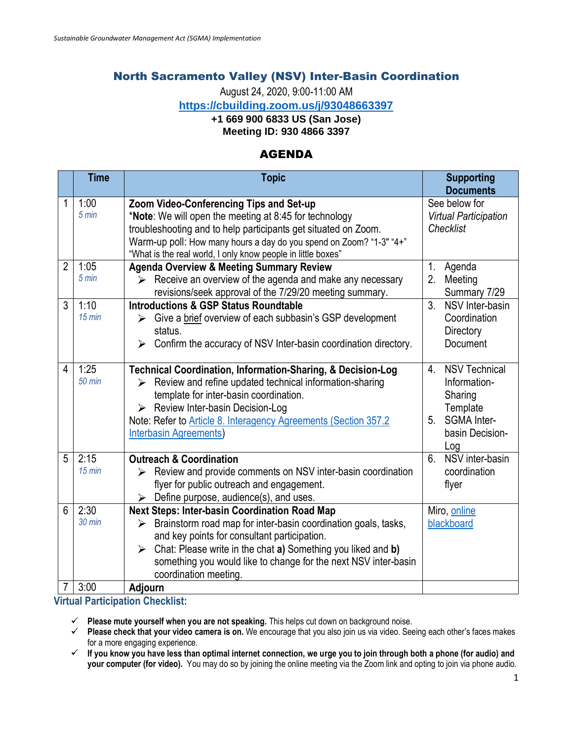# North Sacramento Valley (NSV) Inter-Basin Coordination

August 24, 2020, 9:00-11:00 AM

[https://cbuilding.zoom.us/j/93048663397](https://cbuilding.zoom.us/j/93048663397)

**+1 669 900 6833 US (San Jose)**

**Meeting ID: 930 4866 3397**

## AGENDA

| | Time | Topic | Supporting Documents |
|---|---|---|---|
| 1 | 1:00 *5 min* | **Zoom Video-Conferencing Tips and Set-up** *__Note__: We will open the meeting at 8:45 for technology troubleshooting and to help participants get situated on Zoom. Warm-up poll: How many hours a day do you spend on Zoom? "1-3" "4+" "What is the real world, I only know people in little boxes" | See below for *Virtual Participation Checklist* |
| 2 | 1:05 *5 min* | **Agenda Overview & Meeting Summary Review** ➢ Receive an overview of the agenda and make any necessary revisions/seek approval of the 7/29/20 meeting summary. | 1. Agenda 2. Meeting Summary 7/29 |
| 3 | 1:10 *15 min* | **Introductions & GSP Status Roundtable** ➢ Give a brief overview of each subbasin's GSP development status. ➢ Confirm the accuracy of NSV Inter-basin coordination directory. | 3. NSV Inter-basin Coordination Directory Document |
| 4 | 1:25 *50 min* | **Technical Coordination, Information-Sharing, & Decision-Log** ➢ Review and refine updated technical information-sharing template for inter-basin coordination. ➢ Review Inter-basin Decision-Log Note: Refer to Article 8. Interagency Agreements (Section 357.2 Interbasin Agreements) | 4. NSV Technical Information-Sharing Template 5. SGMA Inter-basin Decision-Log |
| 5 | 2:15 *15 min* | **Outreach & Coordination** ➢ Review and provide comments on NSV inter-basin coordination flyer for public outreach and engagement. ➢ Define purpose, audience(s), and uses. | 6. NSV inter-basin coordination flyer |
| 6 | 2:30 *30 min* | **Next Steps: Inter-basin Coordination Road Map** ➢ Brainstorm road map for inter-basin coordination goals, tasks, and key points for consultant participation. ➢ Chat: Please write in the chat **a)** Something you liked and **b)** something you would like to change for the next NSV inter-basin coordination meeting. | Miro, online blackboard |
| 7 | 3:00 | **Adjourn** | |

### Virtual Participation Checklist:

- ✓ **Please mute yourself when you are not speaking.** This helps cut down on background noise.
- ✓ **Please check that your video camera is on.** We encourage that you also join us via video. Seeing each other's faces makes for a more engaging experience.
- ✓ **If you know you have less than optimal internet connection, we urge you to join through both a phone (for audio) and your computer (for video).** You may do so by joining the online meeting via the Zoom link and opting to join via phone audio.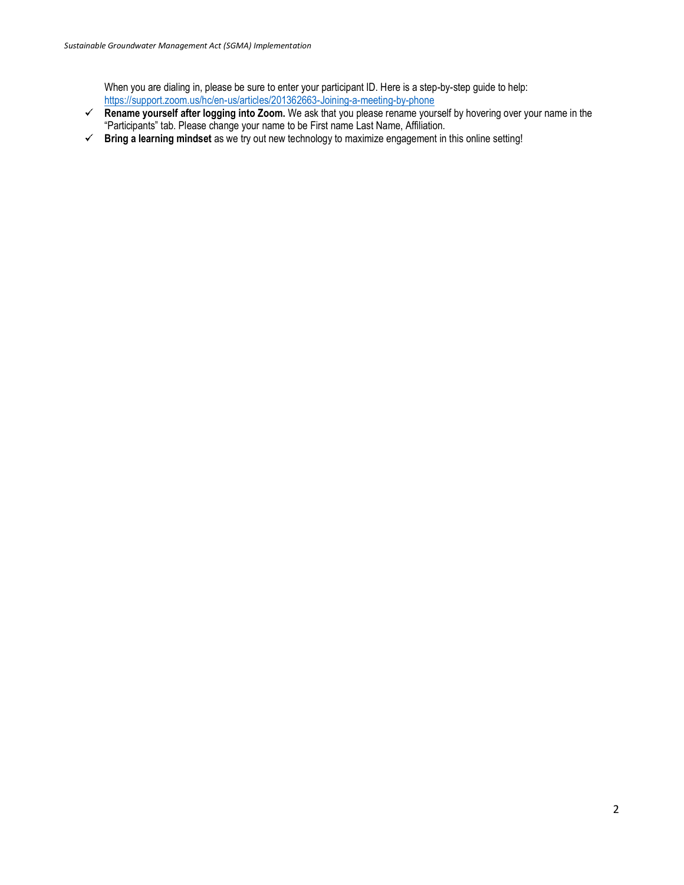When you are dialing in, please be sure to enter your participant ID. Here is a step-by-step guide to help: https://support.zoom.us/hc/en-us/articles/201362663-Joining-a-meeting-by-phone

- ✓ **Rename yourself after logging into Zoom.** We ask that you please rename yourself by hovering over your name in the "Participants" tab. Please change your name to be First name Last Name, Affiliation.
- ✓ **Bring a learning mindset** as we try out new technology to maximize engagement in this online setting!